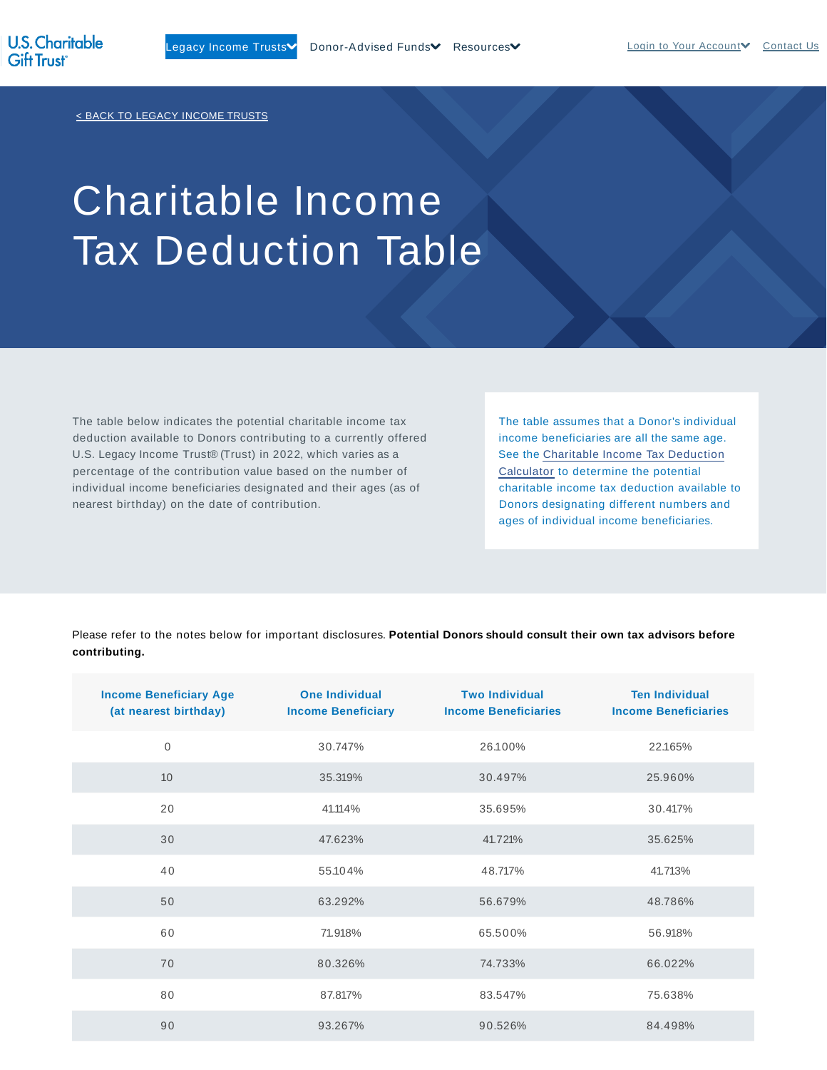< BACK TO LEGACY INCOME TRUSTS

# Charitable Income Tax Deduction Table

The table below indicates the potential charitable income tax deduction available to Donors contributing to a currently offered U.S. Legacy Income Trust® (Trust) in 2022, which varies as a percentage of the contribution value based on the number of individual income beneficiaries designated and their ages (as of nearest birthday) on the date of contribution.

The table assumes that a Donor's individual income beneficiaries are all the same age. See the Charitable Income Tax Deduction Calculator to determine the potential charitable income tax deduction available to Donors designating different numbers and ages of individual income beneficiaries.

Please refer to the notes below for important disclosures. **Potential Donors should consult their own tax advisors before contributing.**

| Income Beneficiary Age (at nearest birthday) | One Individual Income Beneficiary | Two Individual Income Beneficiaries | Ten Individual Income Beneficiaries |
|---|---|---|---|
| 0 | 30.747% | 26.100% | 22.165% |
| 10 | 35.319% | 30.497% | 25.960% |
| 20 | 41.114% | 35.695% | 30.417% |
| 30 | 47.623% | 41.721% | 35.625% |
| 40 | 55.104% | 48.717% | 41.713% |
| 50 | 63.292% | 56.679% | 48.786% |
| 60 | 71.918% | 65.500% | 56.918% |
| 70 | 80.326% | 74.733% | 66.022% |
| 80 | 87.817% | 83.547% | 75.638% |
| 90 | 93.267% | 90.526% | 84.498% |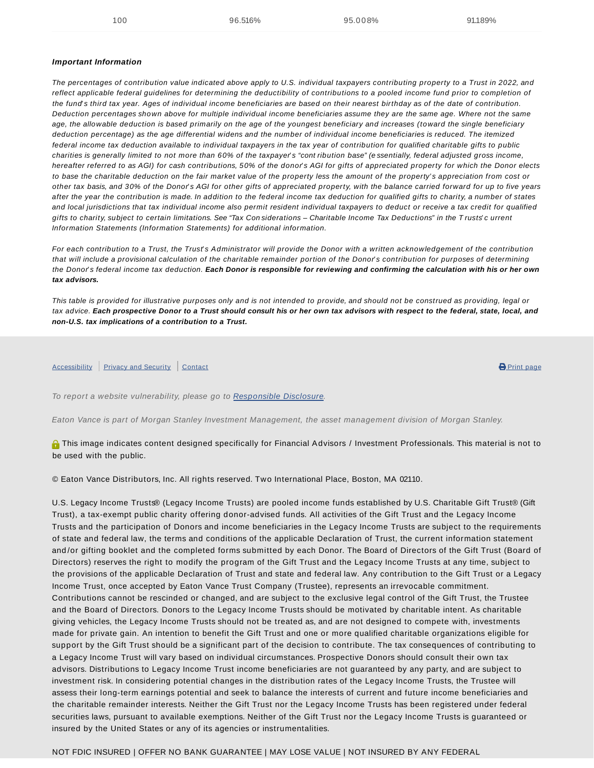| 100 | 96.516% | 95.008% | 91.189% |
|---|---|---|---|

***Important Information***

*The percentages of contribution value indicated above apply to U.S. individual taxpayers contributing property to a Trust in 2022, and reflect applicable federal guidelines for determining the deductibility of contributions to a pooled income fund prior to completion of the fund's third tax year. Ages of individual income beneficiaries are based on their nearest birthday as of the date of contribution. Deduction percentages shown above for multiple individual income beneficiaries assume they are the same age. Where not the same age, the allowable deduction is based primarily on the age of the youngest beneficiary and increases (toward the single beneficiary deduction percentage) as the age differential widens and the number of individual income beneficiaries is reduced. The itemized federal income tax deduction available to individual taxpayers in the tax year of contribution for qualified charitable gifts to public charities is generally limited to not more than 60% of the taxpayer's "contribution base" (essentially, federal adjusted gross income, hereafter referred to as AGI) for cash contributions, 50% of the donor's AGI for gifts of appreciated property for which the Donor elects to base the charitable deduction on the fair market value of the property less the amount of the property's appreciation from cost or other tax basis, and 30% of the Donor's AGI for other gifts of appreciated property, with the balance carried forward for up to five years after the year the contribution is made. In addition to the federal income tax deduction for qualified gifts to charity, a number of states and local jurisdictions that tax individual income also permit resident individual taxpayers to deduct or receive a tax credit for qualified gifts to charity, subject to certain limitations. See "Tax Considerations – Charitable Income Tax Deductions" in the Trusts' current Information Statements (Information Statements) for additional information.*

*For each contribution to a Trust, the Trust's Administrator will provide the Donor with a written acknowledgement of the contribution that will include a provisional calculation of the charitable remainder portion of the Donor's contribution for purposes of determining the Donor's federal income tax deduction.* ***Each Donor is responsible for reviewing and confirming the calculation with his or her own tax advisors.***

*This table is provided for illustrative purposes only and is not intended to provide, and should not be construed as providing, legal or tax advice.* ***Each prospective Donor to a Trust should consult his or her own tax advisors with respect to the federal, state, local, and non-U.S. tax implications of a contribution to a Trust.***

Accessibility | Privacy and Security | Contact

Print page

*To report a website vulnerability, please go to Responsible Disclosure.*

*Eaton Vance is part of Morgan Stanley Investment Management, the asset management division of Morgan Stanley.*

This image indicates content designed specifically for Financial Advisors / Investment Professionals. This material is not to be used with the public.

© Eaton Vance Distributors, Inc. All rights reserved. Two International Place, Boston, MA 02110.

U.S. Legacy Income Trusts® (Legacy Income Trusts) are pooled income funds established by U.S. Charitable Gift Trust® (Gift Trust), a tax-exempt public charity offering donor-advised funds. All activities of the Gift Trust and the Legacy Income Trusts and the participation of Donors and income beneficiaries in the Legacy Income Trusts are subject to the requirements of state and federal law, the terms and conditions of the applicable Declaration of Trust, the current information statement and/or gifting booklet and the completed forms submitted by each Donor. The Board of Directors of the Gift Trust (Board of Directors) reserves the right to modify the program of the Gift Trust and the Legacy Income Trusts at any time, subject to the provisions of the applicable Declaration of Trust and state and federal law. Any contribution to the Gift Trust or a Legacy Income Trust, once accepted by Eaton Vance Trust Company (Trustee), represents an irrevocable commitment. Contributions cannot be rescinded or changed, and are subject to the exclusive legal control of the Gift Trust, the Trustee and the Board of Directors. Donors to the Legacy Income Trusts should be motivated by charitable intent. As charitable giving vehicles, the Legacy Income Trusts should not be treated as, and are not designed to compete with, investments made for private gain. An intention to benefit the Gift Trust and one or more qualified charitable organizations eligible for support by the Gift Trust should be a significant part of the decision to contribute. The tax consequences of contributing to a Legacy Income Trust will vary based on individual circumstances. Prospective Donors should consult their own tax advisors. Distributions to Legacy Income Trust income beneficiaries are not guaranteed by any party, and are subject to investment risk. In considering potential changes in the distribution rates of the Legacy Income Trusts, the Trustee will assess their long-term earnings potential and seek to balance the interests of current and future income beneficiaries and the charitable remainder interests. Neither the Gift Trust nor the Legacy Income Trusts has been registered under federal securities laws, pursuant to available exemptions. Neither of the Gift Trust nor the Legacy Income Trusts is guaranteed or insured by the United States or any of its agencies or instrumentalities.

NOT FDIC INSURED | OFFER NO BANK GUARANTEE | MAY LOSE VALUE | NOT INSURED BY ANY FEDERAL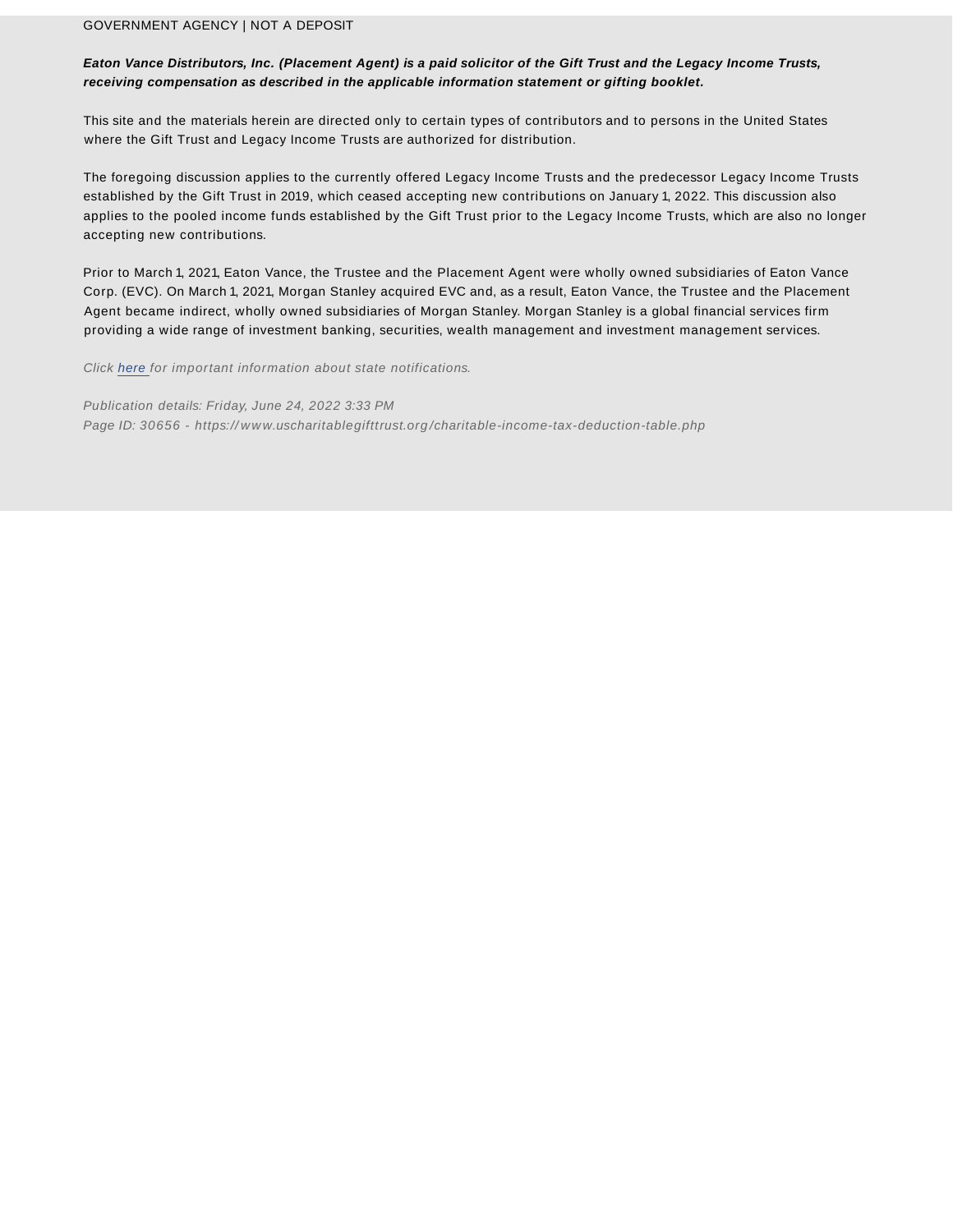GOVERNMENT AGENCY | NOT A DEPOSIT

***Eaton Vance Distributors, Inc. (Placement Agent) is a paid solicitor of the Gift Trust and the Legacy Income Trusts, receiving compensation as described in the applicable information statement or gifting booklet.***

This site and the materials herein are directed only to certain types of contributors and to persons in the United States where the Gift Trust and Legacy Income Trusts are authorized for distribution.

The foregoing discussion applies to the currently offered Legacy Income Trusts and the predecessor Legacy Income Trusts established by the Gift Trust in 2019, which ceased accepting new contributions on January 1, 2022. This discussion also applies to the pooled income funds established by the Gift Trust prior to the Legacy Income Trusts, which are also no longer accepting new contributions.

Prior to March 1, 2021, Eaton Vance, the Trustee and the Placement Agent were wholly owned subsidiaries of Eaton Vance Corp. (EVC). On March 1, 2021, Morgan Stanley acquired EVC and, as a result, Eaton Vance, the Trustee and the Placement Agent became indirect, wholly owned subsidiaries of Morgan Stanley. Morgan Stanley is a global financial services firm providing a wide range of investment banking, securities, wealth management and investment management services.

*Click here for important information about state notifications.*

*Publication details: Friday, June 24, 2022 3:33 PM*
*Page ID: 30656 - https://www.uscharitablegifttrust.org/charitable-income-tax-deduction-table.php*